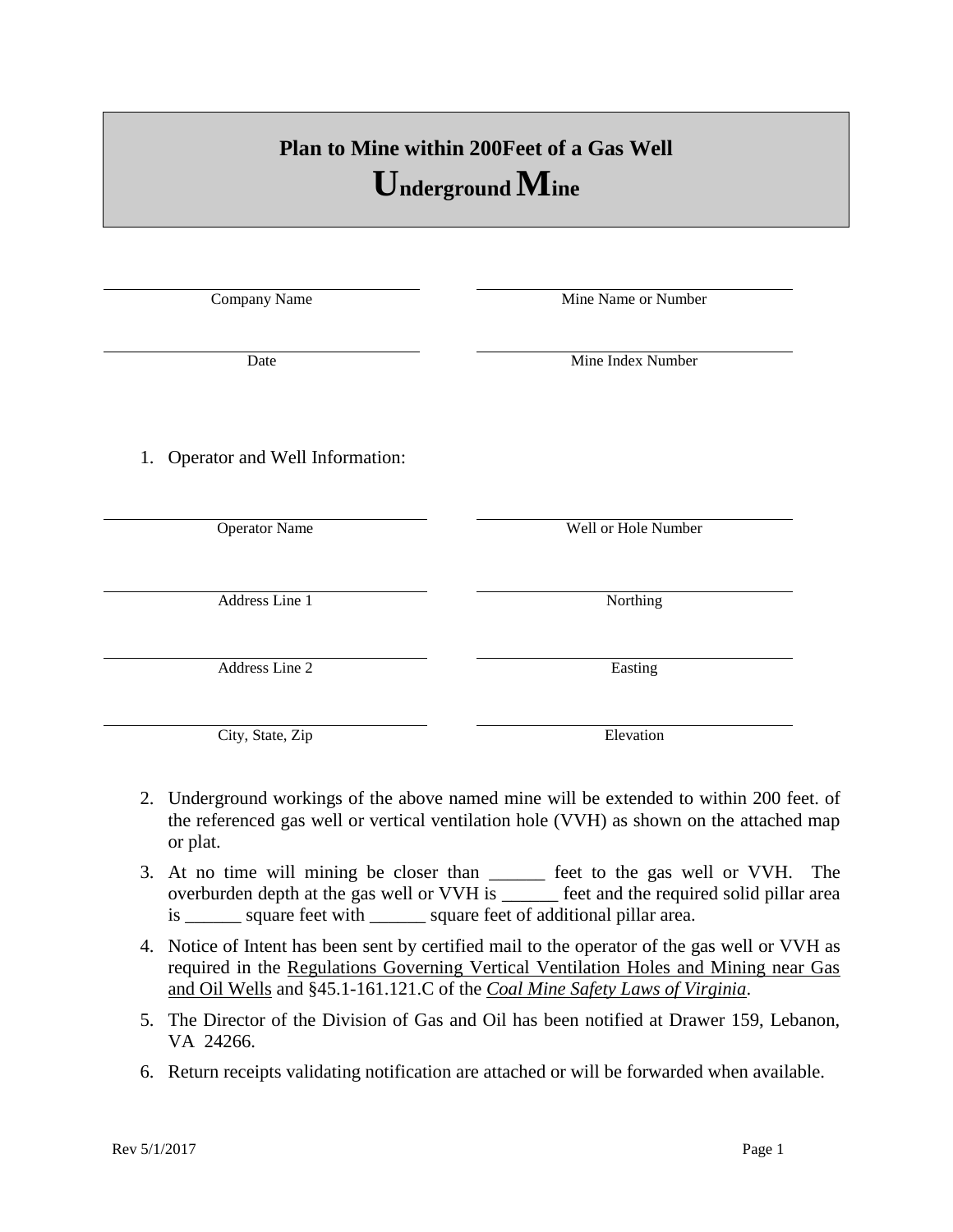# Plan to Mine within 200Feet of a Gas Well
# Underground Mine

| Company Name | Mine Name or Number |
| --- | --- |
| Date | Mine Index Number |

1. Operator and Well Information:

| Operator Name | Well or Hole Number |
| --- | --- |
| Address Line 1 | Northing |
| Address Line 2 | Easting |
| City, State, Zip | Elevation |

2. Underground workings of the above named mine will be extended to within 200 feet. of the referenced gas well or vertical ventilation hole (VVH) as shown on the attached map or plat.
3. At no time will mining be closer than ______ feet to the gas well or VVH. The overburden depth at the gas well or VVH is ______ feet and the required solid pillar area is ______ square feet with ______ square feet of additional pillar area.
4. Notice of Intent has been sent by certified mail to the operator of the gas well or VVH as required in the Regulations Governing Vertical Ventilation Holes and Mining near Gas and Oil Wells and §45.1-161.121.C of the *Coal Mine Safety Laws of Virginia*.
5. The Director of the Division of Gas and Oil has been notified at Drawer 159, Lebanon, VA 24266.
6. Return receipts validating notification are attached or will be forwarded when available.

Rev 5/1/2017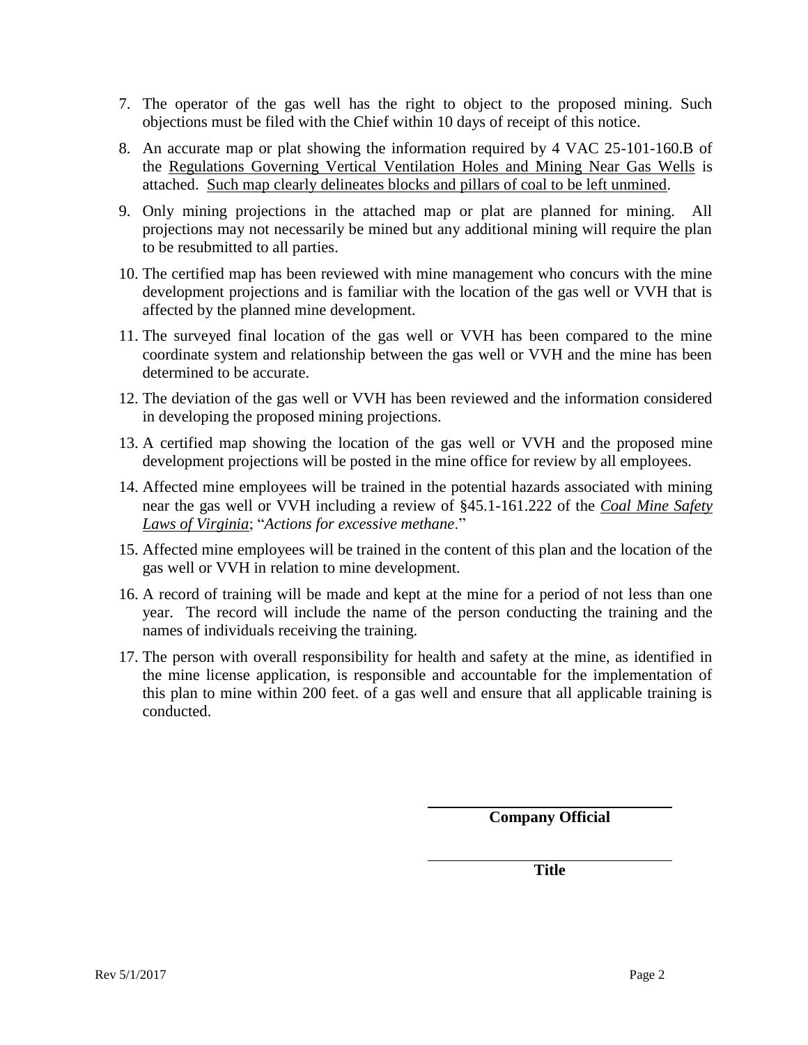7. The operator of the gas well has the right to object to the proposed mining. Such objections must be filed with the Chief within 10 days of receipt of this notice.
8. An accurate map or plat showing the information required by 4 VAC 25-101-160.B of the <u>Regulations Governing Vertical Ventilation Holes and Mining Near Gas Wells</u> is attached. <u>Such map clearly delineates blocks and pillars of coal to be left unmined</u>.
9. Only mining projections in the attached map or plat are planned for mining. All projections may not necessarily be mined but any additional mining will require the plan to be resubmitted to all parties.
10. The certified map has been reviewed with mine management who concurs with the mine development projections and is familiar with the location of the gas well or VVH that is affected by the planned mine development.
11. The surveyed final location of the gas well or VVH has been compared to the mine coordinate system and relationship between the gas well or VVH and the mine has been determined to be accurate.
12. The deviation of the gas well or VVH has been reviewed and the information considered in developing the proposed mining projections.
13. A certified map showing the location of the gas well or VVH and the proposed mine development projections will be posted in the mine office for review by all employees.
14. Affected mine employees will be trained in the potential hazards associated with mining near the gas well or VVH including a review of §45.1-161.222 of the <u>*Coal Mine Safety Laws of Virginia*</u>; "*Actions for excessive methane*."
15. Affected mine employees will be trained in the content of this plan and the location of the gas well or VVH in relation to mine development.
16. A record of training will be made and kept at the mine for a period of not less than one year. The record will include the name of the person conducting the training and the names of individuals receiving the training.
17. The person with overall responsibility for health and safety at the mine, as identified in the mine license application, is responsible and accountable for the implementation of this plan to mine within 200 feet. of a gas well and ensure that all applicable training is conducted.

\_\_\_\_\_\_\_\_\_\_\_\_\_\_\_\_\_\_\_\_\_\_\_\_\_\_\_\_\_\_
**Company Official**

\_\_\_\_\_\_\_\_\_\_\_\_\_\_\_\_\_\_\_\_\_\_\_\_\_\_\_\_\_\_
**Title**

Rev 5/1/2017